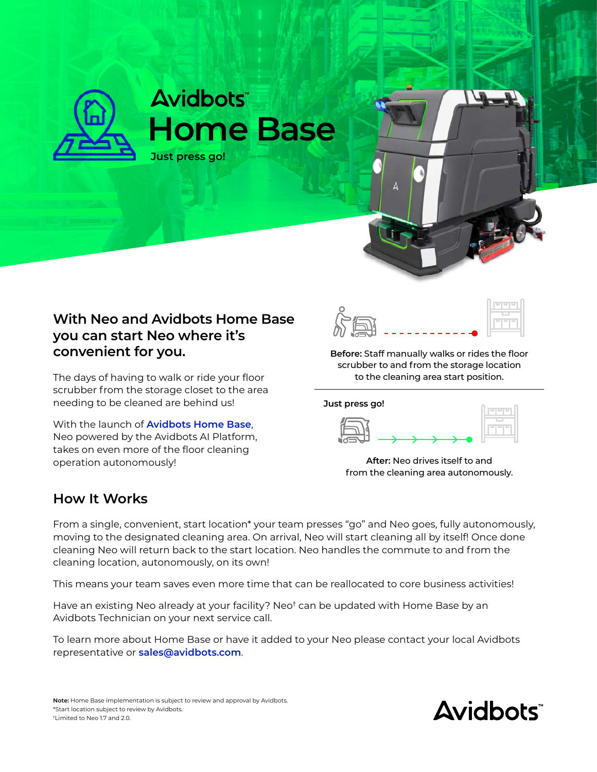# Avidbots™ Home Base

**Just press go!**

## With Neo and Avidbots Home Base you can start Neo where it's convenient for you.

The days of having to walk or ride your floor scrubber from the storage closet to the area needing to be cleaned are behind us!

With the launch of **Avidbots Home Base**, Neo powered by the Avidbots AI Platform, takes on even more of the floor cleaning operation autonomously!

**Before:** Staff manually walks or rides the floor scrubber to and from the storage location to the cleaning area start position.

**Just press go!**

**After:** Neo drives itself to and from the cleaning area autonomously.

## How It Works

From a single, convenient, start location* your team presses "go" and Neo goes, fully autonomously, moving to the designated cleaning area. On arrival, Neo will start cleaning all by itself! Once done cleaning Neo will return back to the start location. Neo handles the commute to and from the cleaning location, autonomously, on its own!

This means your team saves even more time that can be reallocated to core business activities!

Have an existing Neo already at your facility? Neo† can be updated with Home Base by an Avidbots Technician on your next service call.

To learn more about Home Base or have it added to your Neo please contact your local Avidbots representative or **sales@avidbots.com**.

**Note:** Home Base implementation is subject to review and approval by Avidbots.
*Start location subject to review by Avidbots.
†Limited to Neo 1.7 and 2.0.

Avidbots™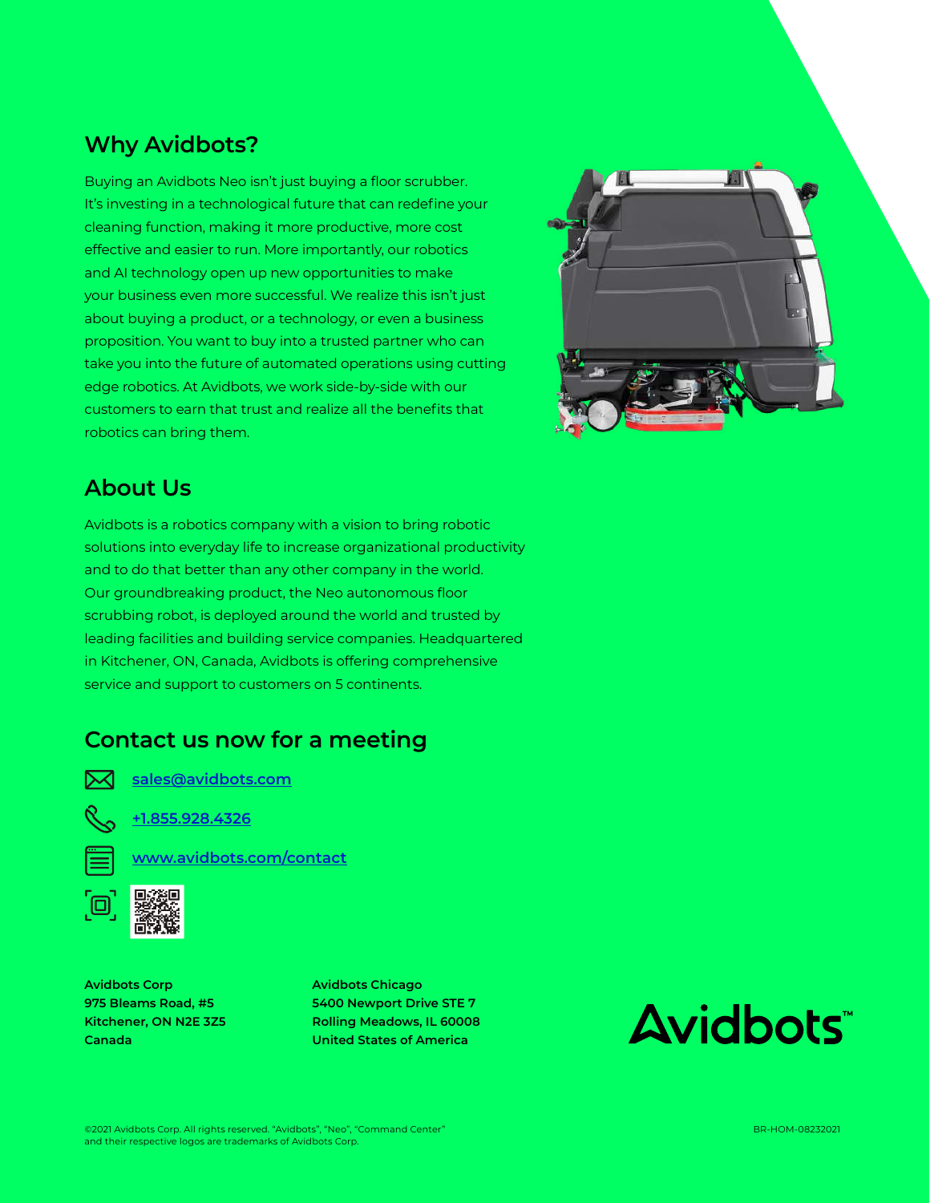## Why Avidbots?

Buying an Avidbots Neo isn't just buying a floor scrubber. It's investing in a technological future that can redefine your cleaning function, making it more productive, more cost effective and easier to run. More importantly, our robotics and AI technology open up new opportunities to make your business even more successful. We realize this isn't just about buying a product, or a technology, or even a business proposition. You want to buy into a trusted partner who can take you into the future of automated operations using cutting edge robotics. At Avidbots, we work side-by-side with our customers to earn that trust and realize all the benefits that robotics can bring them.

## About Us

Avidbots is a robotics company with a vision to bring robotic solutions into everyday life to increase organizational productivity and to do that better than any other company in the world. Our groundbreaking product, the Neo autonomous floor scrubbing robot, is deployed around the world and trusted by leading facilities and building service companies. Headquartered in Kitchener, ON, Canada, Avidbots is offering comprehensive service and support to customers on 5 continents.

## Contact us now for a meeting

sales@avidbots.com

+1.855.928.4326

www.avidbots.com/contact

**Avidbots Corp**
**975 Bleams Road, #5**
**Kitchener, ON N2E 3Z5**
**Canada**

**Avidbots Chicago**
**5400 Newport Drive STE 7**
**Rolling Meadows, IL 60008**
**United States of America**

Avidbots™

©2021 Avidbots Corp. All rights reserved. "Avidbots", "Neo", "Command Center" and their respective logos are trademarks of Avidbots Corp.

BR-HOM-08232021